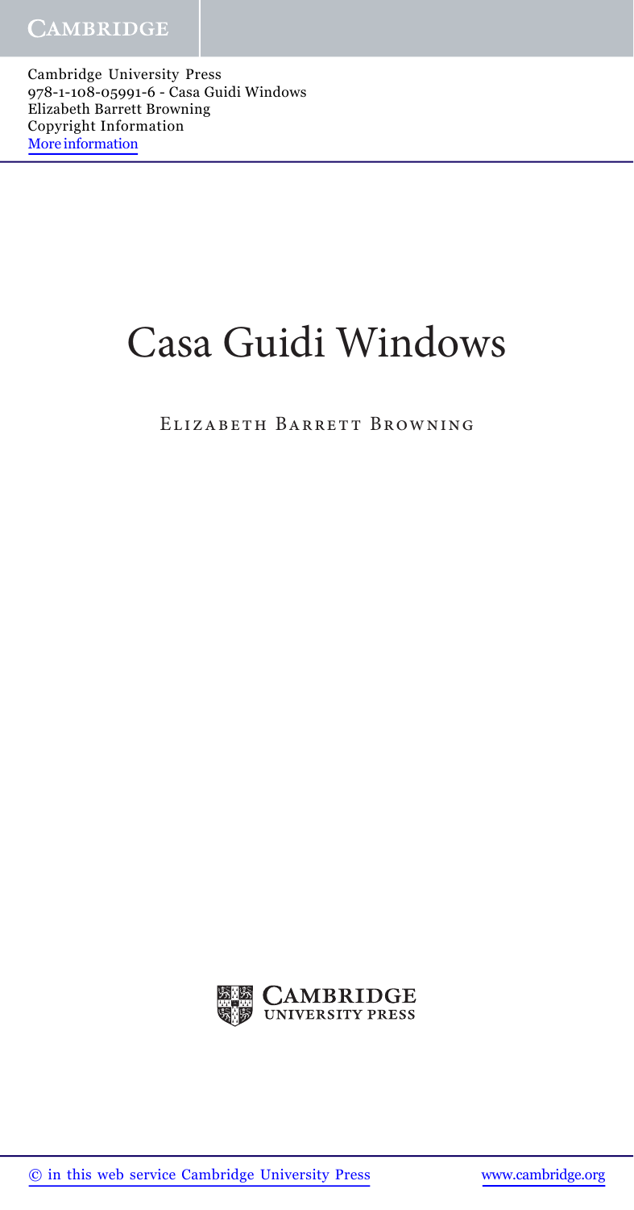Cambridge University Press
978-1-108-05991-6 - Casa Guidi Windows
Elizabeth Barrett Browning
Copyright Information
More information

# Casa Guidi Windows

Elizabeth Barrett Browning

Cambridge University Press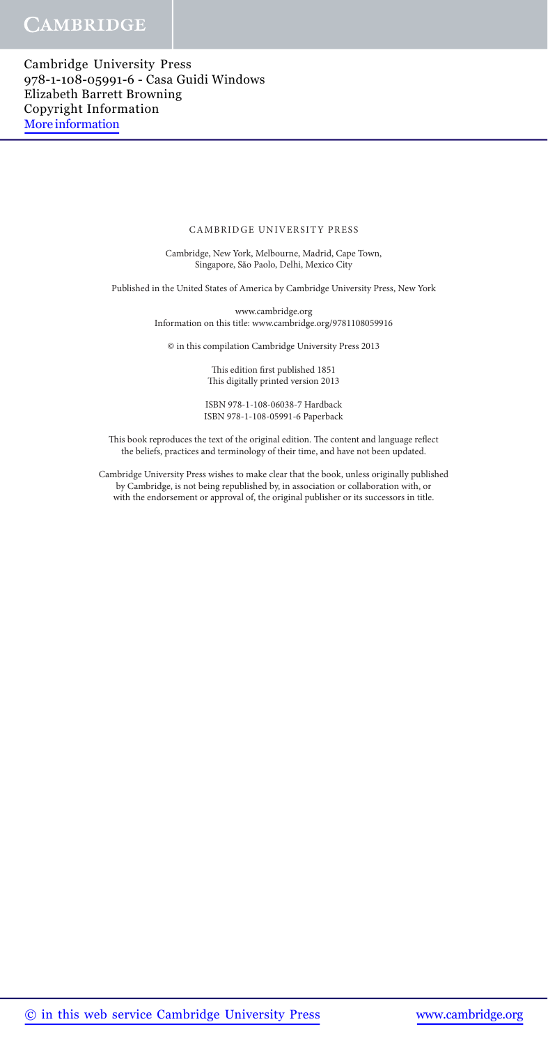Cambridge University Press
978-1-108-05991-6 - Casa Guidi Windows
Elizabeth Barrett Browning
Copyright Information
More information

CAMBRIDGE UNIVERSITY PRESS

Cambridge, New York, Melbourne, Madrid, Cape Town,
Singapore, São Paolo, Delhi, Mexico City

Published in the United States of America by Cambridge University Press, New York

www.cambridge.org
Information on this title: www.cambridge.org/9781108059916

© in this compilation Cambridge University Press 2013

This edition first published 1851
This digitally printed version 2013

ISBN 978-1-108-06038-7 Hardback
ISBN 978-1-108-05991-6 Paperback

This book reproduces the text of the original edition. The content and language reflect the beliefs, practices and terminology of their time, and have not been updated.

Cambridge University Press wishes to make clear that the book, unless originally published by Cambridge, is not being republished by, in association or collaboration with, or with the endorsement or approval of, the original publisher or its successors in title.